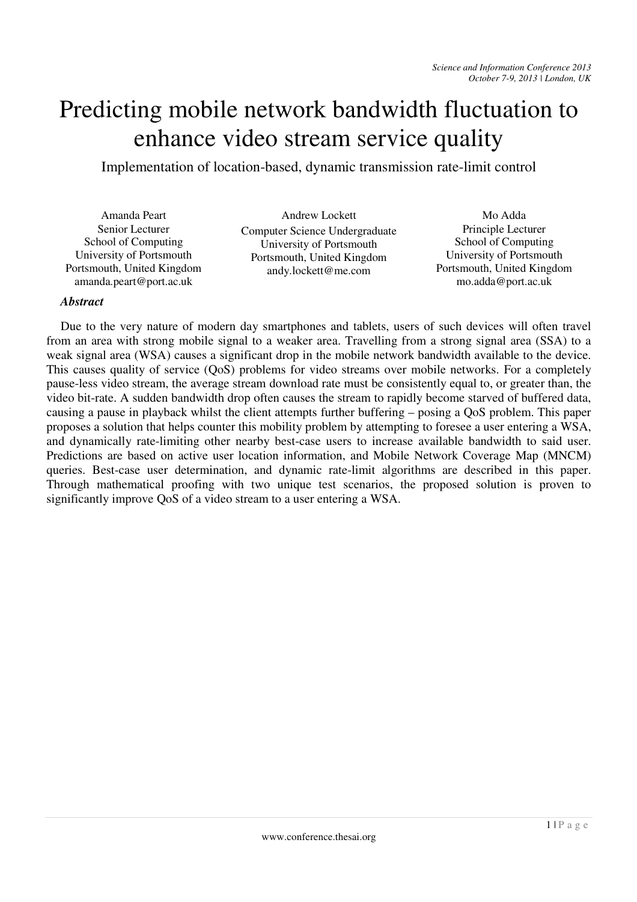# Predicting mobile network bandwidth fluctuation to enhance video stream service quality

Implementation of location-based, dynamic transmission rate-limit control

Amanda Peart
Senior Lecturer
School of Computing
University of Portsmouth
Portsmouth, United Kingdom
amanda.peart@port.ac.uk

Andrew Lockett
Computer Science Undergraduate
University of Portsmouth
Portsmouth, United Kingdom
andy.lockett@me.com

Mo Adda
Principle Lecturer
School of Computing
University of Portsmouth
Portsmouth, United Kingdom
mo.adda@port.ac.uk

***Abstract***

Due to the very nature of modern day smartphones and tablets, users of such devices will often travel from an area with strong mobile signal to a weaker area. Travelling from a strong signal area (SSA) to a weak signal area (WSA) causes a significant drop in the mobile network bandwidth available to the device. This causes quality of service (QoS) problems for video streams over mobile networks. For a completely pause-less video stream, the average stream download rate must be consistently equal to, or greater than, the video bit-rate. A sudden bandwidth drop often causes the stream to rapidly become starved of buffered data, causing a pause in playback whilst the client attempts further buffering – posing a QoS problem. This paper proposes a solution that helps counter this mobility problem by attempting to foresee a user entering a WSA, and dynamically rate-limiting other nearby best-case users to increase available bandwidth to said user. Predictions are based on active user location information, and Mobile Network Coverage Map (MNCM) queries. Best-case user determination, and dynamic rate-limit algorithms are described in this paper. Through mathematical proofing with two unique test scenarios, the proposed solution is proven to significantly improve QoS of a video stream to a user entering a WSA.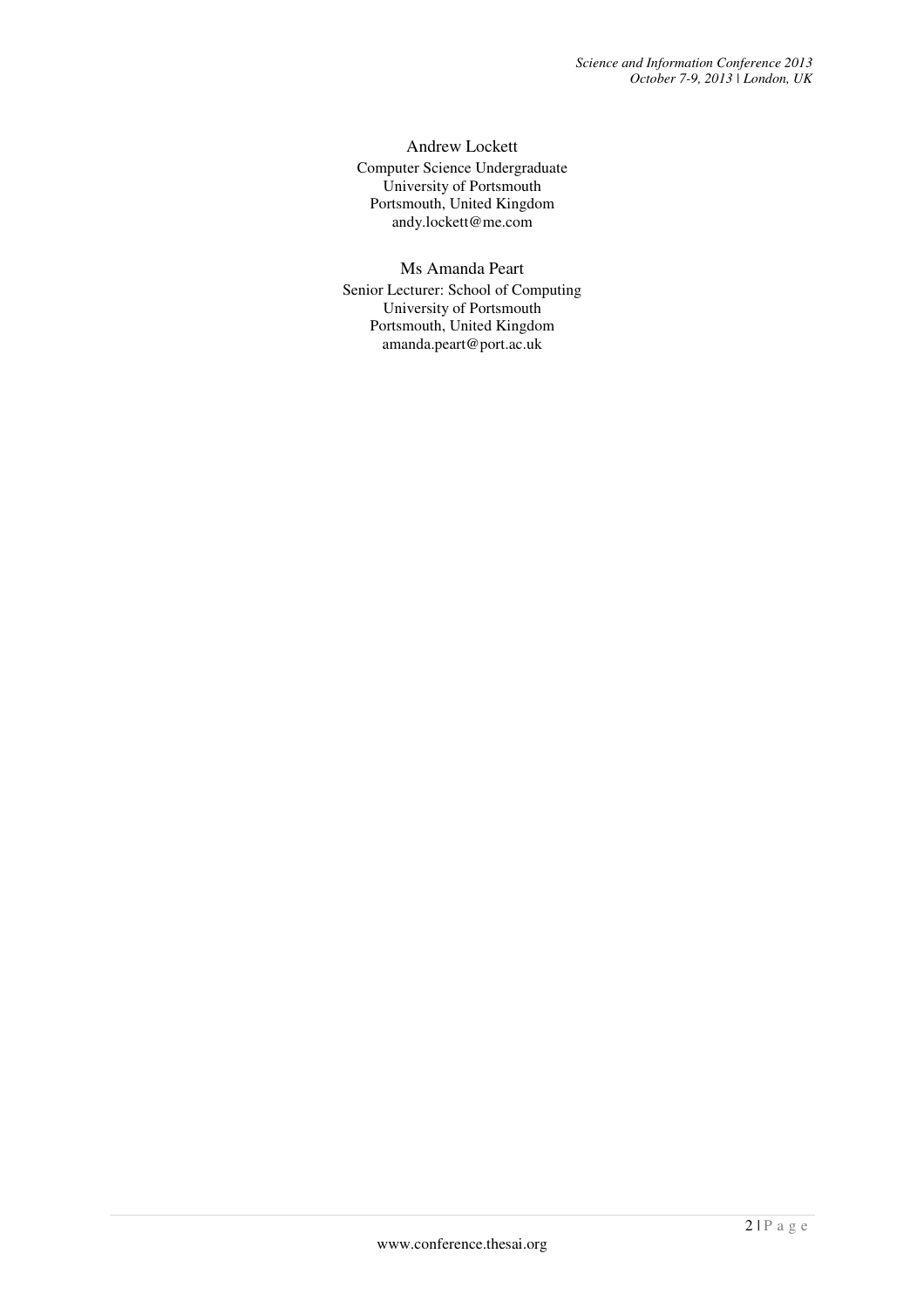Andrew Lockett

Computer Science Undergraduate
University of Portsmouth
Portsmouth, United Kingdom
andy.lockett@me.com

Ms Amanda Peart

Senior Lecturer: School of Computing
University of Portsmouth
Portsmouth, United Kingdom
amanda.peart@port.ac.uk